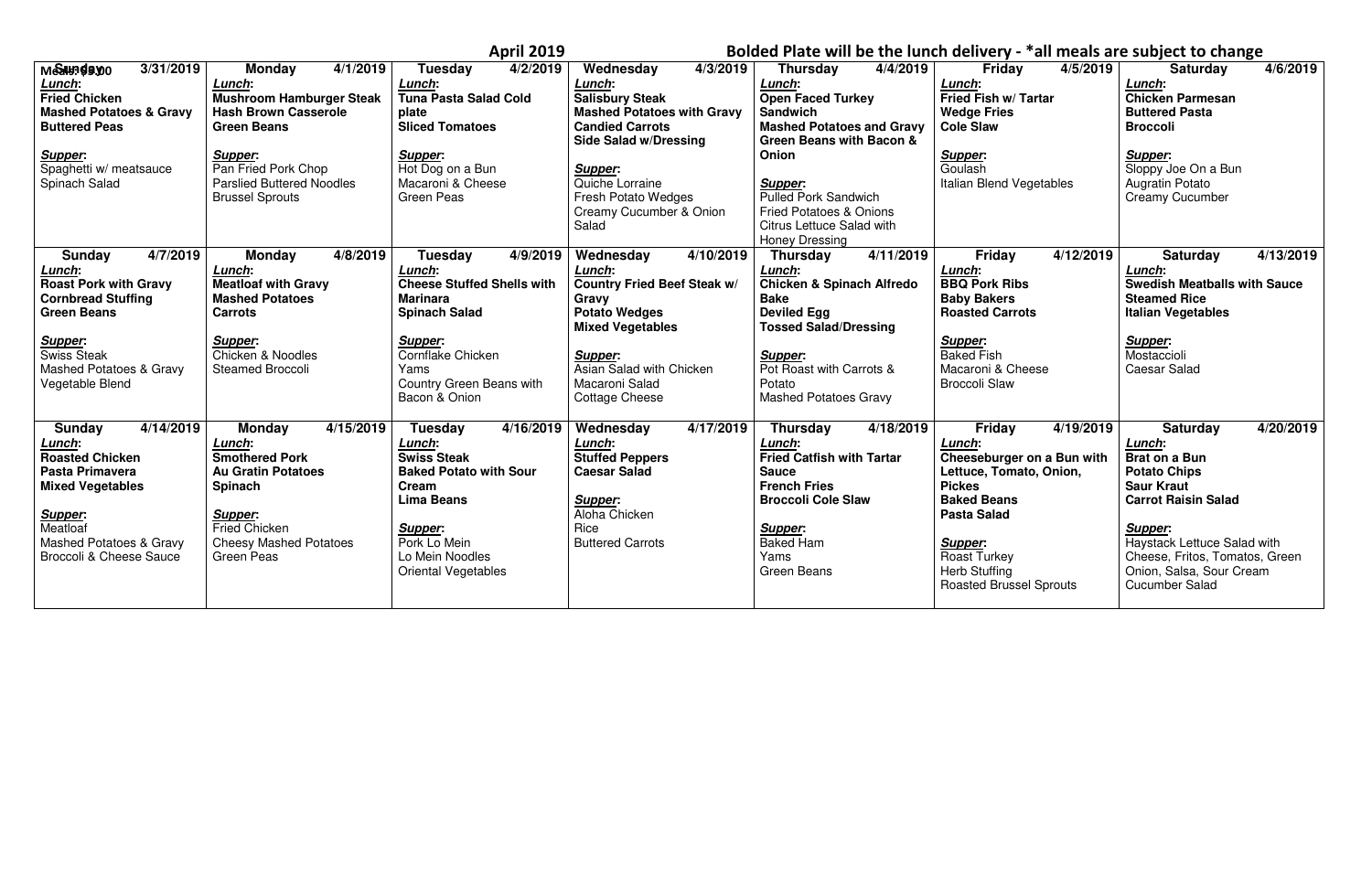# April 2019

**Bolded Plate will be the lunch delivery - *all meals are subject to change**

| Sunday 3/31/2019 | Monday 4/1/2019 | Tuesday 4/2/2019 | Wednesday 4/3/2019 | Thursday 4/4/2019 | Friday 4/5/2019 | Saturday 4/6/2019 |
|---|---|---|---|---|---|---|
| ***Lunch*:**<br>**Fried Chicken**<br>**Mashed Potatoes & Gravy**<br>**Buttered Peas**<br><br>***Supper*:**<br>Spaghetti w/ meatsauce<br>Spinach Salad | ***Lunch*:**<br>**Mushroom Hamburger Steak**<br>**Hash Brown Casserole**<br>**Green Beans**<br><br>***Supper*:**<br>Pan Fried Pork Chop<br>Parslied Buttered Noodles<br>Brussel Sprouts | ***Lunch*:**<br>**Tuna Pasta Salad Cold plate**<br>**Sliced Tomatoes**<br><br>***Supper*:**<br>Hot Dog on a Bun<br>Macaroni & Cheese<br>Green Peas | ***Lunch*:**<br>**Salisbury Steak**<br>**Mashed Potatoes with Gravy**<br>**Candied Carrots**<br>**Side Salad w/Dressing**<br><br>***Supper*:**<br>Quiche Lorraine<br>Fresh Potato Wedges<br>Creamy Cucumber & Onion Salad | ***Lunch*:**<br>**Open Faced Turkey Sandwich**<br>**Mashed Potatoes and Gravy**<br>**Green Beans with Bacon & Onion**<br><br>***Supper*:**<br>Pulled Pork Sandwich<br>Fried Potatoes & Onions<br>Citrus Lettuce Salad with Honey Dressing | ***Lunch*:**<br>**Fried Fish w/ Tartar**<br>**Wedge Fries**<br>**Cole Slaw**<br><br>***Supper*:**<br>Goulash<br>Italian Blend Vegetables | ***Lunch*:**<br>**Chicken Parmesan**<br>**Buttered Pasta**<br>**Broccoli**<br><br>***Supper*:**<br>Sloppy Joe On a Bun<br>Augratin Potato<br>Creamy Cucumber |
| **Sunday 4/7/2019** | **Monday 4/8/2019** | **Tuesday 4/9/2019** | **Wednesday 4/10/2019** | **Thursday 4/11/2019** | **Friday 4/12/2019** | **Saturday 4/13/2019** |
| ***Lunch*:**<br>**Roast Pork with Gravy**<br>**Cornbread Stuffing**<br>**Green Beans**<br><br>***Supper*:**<br>Swiss Steak<br>Mashed Potatoes & Gravy<br>Vegetable Blend | ***Lunch*:**<br>**Meatloaf with Gravy**<br>**Mashed Potatoes**<br>**Carrots**<br><br>***Supper*:**<br>Chicken & Noodles<br>Steamed Broccoli | ***Lunch*:**<br>**Cheese Stuffed Shells with Marinara**<br>**Spinach Salad**<br><br>***Supper*:**<br>Cornflake Chicken<br>Yams<br>Country Green Beans with Bacon & Onion | ***Lunch*:**<br>**Country Fried Beef Steak w/ Gravy**<br>**Potato Wedges**<br>**Mixed Vegetables**<br><br>***Supper*:**<br>Asian Salad with Chicken<br>Macaroni Salad<br>Cottage Cheese | ***Lunch*:**<br>**Chicken & Spinach Alfredo Bake**<br>**Deviled Egg**<br>**Tossed Salad/Dressing**<br><br>***Supper*:**<br>Pot Roast with Carrots & Potato<br>Mashed Potatoes Gravy | ***Lunch*:**<br>**BBQ Pork Ribs**<br>**Baby Bakers**<br>**Roasted Carrots**<br><br>***Supper*:**<br>Baked Fish<br>Macaroni & Cheese<br>Broccoli Slaw | ***Lunch*:**<br>**Swedish Meatballs with Sauce**<br>**Steamed Rice**<br>**Italian Vegetables**<br><br>***Supper*:**<br>Mostaccioli<br>Caesar Salad |
| **Sunday 4/14/2019** | **Monday 4/15/2019** | **Tuesday 4/16/2019** | **Wednesday 4/17/2019** | **Thursday 4/18/2019** | **Friday 4/19/2019** | **Saturday 4/20/2019** |
| ***Lunch*:**<br>**Roasted Chicken**<br>**Pasta Primavera**<br>**Mixed Vegetables**<br><br>***Supper*:**<br>Meatloaf<br>Mashed Potatoes & Gravy<br>Broccoli & Cheese Sauce | ***Lunch*:**<br>**Smothered Pork**<br>**Au Gratin Potatoes**<br>**Spinach**<br><br>***Supper*:**<br>Fried Chicken<br>Cheesy Mashed Potatoes<br>Green Peas | ***Lunch*:**<br>**Swiss Steak**<br>**Baked Potato with Sour Cream**<br>**Lima Beans**<br><br>***Supper*:**<br>Pork Lo Mein<br>Lo Mein Noodles<br>Oriental Vegetables | ***Lunch*:**<br>**Stuffed Peppers**<br>**Caesar Salad**<br><br>***Supper*:**<br>Aloha Chicken<br>Rice<br>Buttered Carrots | ***Lunch*:**<br>**Fried Catfish with Tartar Sauce**<br>**French Fries**<br>**Broccoli Cole Slaw**<br><br>***Supper*:**<br>Baked Ham<br>Yams<br>Green Beans | ***Lunch*:**<br>**Cheeseburger on a Bun with Lettuce, Tomato, Onion, Pickes**<br>**Baked Beans**<br>**Pasta Salad**<br><br>***Supper*:**<br>Roast Turkey<br>Herb Stuffing<br>Roasted Brussel Sprouts | ***Lunch*:**<br>**Brat on a Bun**<br>**Potato Chips**<br>**Saur Kraut**<br>**Carrot Raisin Salad**<br><br>***Supper*:**<br>Haystack Lettuce Salad with Cheese, Fritos, Tomatos, Green Onion, Salsa, Sour Cream<br>Cucumber Salad |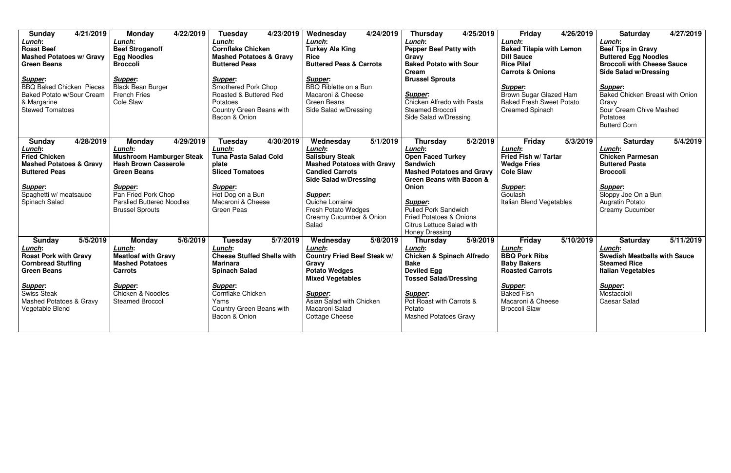| Sunday 4/21/2019 | Monday 4/22/2019 | Tuesday 4/23/2019 | Wednesday 4/24/2019 | Thursday 4/25/2019 | Friday 4/26/2019 | Saturday 4/27/2019 |
|---|---|---|---|---|---|---|
| ***Lunch*:**<br>**Roast Beef**<br>**Mashed Potatoes w/ Gravy**<br>**Green Beans**<br><br>***Supper*:**<br>BBQ Baked Chicken Pieces<br>Baked Potato w/Sour Cream & Margarine<br>Stewed Tomatoes | ***Lunch*:**<br>**Beef Stroganoff**<br>**Egg Noodles**<br>**Broccoli**<br><br>***Supper*:**<br>Black Bean Burger<br>French Fries<br>Cole Slaw | ***Lunch*:**<br>**Cornflake Chicken**<br>**Mashed Potatoes & Gravy**<br>**Buttered Peas**<br><br>***Supper*:**<br>Smothered Pork Chop<br>Roasted & Buttered Red Potatoes<br>Country Green Beans with Bacon & Onion | ***Lunch*:**<br>**Turkey Ala King**<br>**Rice**<br>**Buttered Peas & Carrots**<br><br>***Supper*:**<br>BBQ Riblette on a Bun<br>Macaroni & Cheese<br>Green Beans<br>Side Salad w/Dressing | ***Lunch*:**<br>**Pepper Beef Patty with Gravy**<br>**Baked Potato with Sour Cream**<br>**Brussel Sprouts**<br><br>***Supper*:**<br>Chicken Alfredo with Pasta<br>Steamed Broccoli<br>Side Salad w/Dressing | ***Lunch*:**<br>**Baked Tilapia with Lemon Dill Sauce**<br>**Rice Pilaf**<br>**Carrots & Onions**<br><br>***Supper*:**<br>Brown Sugar Glazed Ham<br>Baked Fresh Sweet Potato<br>Creamed Spinach | ***Lunch*:**<br>**Beef Tips in Gravy**<br>**Buttered Egg Noodles**<br>**Broccoli with Cheese Sauce**<br>**Side Salad w/Dressing**<br><br>***Supper*:**<br>Baked Chicken Breast with Onion Gravy<br>Sour Cream Chive Mashed Potatoes<br>Butterd Corn |
| **Sunday 4/28/2019** | **Monday 4/29/2019** | **Tuesday 4/30/2019** | **Wednesday 5/1/2019** | **Thursday 5/2/2019** | **Friday 5/3/2019** | **Saturday 5/4/2019** |
| ***Lunch*:**<br>**Fried Chicken**<br>**Mashed Potatoes & Gravy**<br>**Buttered Peas**<br><br>***Supper*:**<br>Spaghetti w/ meatsauce<br>Spinach Salad | ***Lunch*:**<br>**Mushroom Hamburger Steak**<br>**Hash Brown Casserole**<br>**Green Beans**<br><br>***Supper*:**<br>Pan Fried Pork Chop<br>Parslied Buttered Noodles<br>Brussel Sprouts | ***Lunch*:**<br>**Tuna Pasta Salad Cold plate**<br>**Sliced Tomatoes**<br><br>***Supper*:**<br>Hot Dog on a Bun<br>Macaroni & Cheese<br>Green Peas | ***Lunch*:**<br>**Salisbury Steak**<br>**Mashed Potatoes with Gravy**<br>**Candied Carrots**<br>**Side Salad w/Dressing**<br><br>***Supper*:**<br>Quiche Lorraine<br>Fresh Potato Wedges<br>Creamy Cucumber & Onion Salad | ***Lunch*:**<br>**Open Faced Turkey Sandwich**<br>**Mashed Potatoes and Gravy**<br>**Green Beans with Bacon & Onion**<br><br>***Supper*:**<br>Pulled Pork Sandwich<br>Fried Potatoes & Onions<br>Citrus Lettuce Salad with Honey Dressing | ***Lunch*:**<br>**Fried Fish w/ Tartar**<br>**Wedge Fries**<br>**Cole Slaw**<br><br>***Supper*:**<br>Goulash<br>Italian Blend Vegetables | ***Lunch*:**<br>**Chicken Parmesan**<br>**Buttered Pasta**<br>**Broccoli**<br><br>***Supper*:**<br>Sloppy Joe On a Bun<br>Augratin Potato<br>Creamy Cucumber |
| **Sunday 5/5/2019** | **Monday 5/6/2019** | **Tuesday 5/7/2019** | **Wednesday 5/8/2019** | **Thursday 5/9/2019** | **Friday 5/10/2019** | **Saturday 5/11/2019** |
| ***Lunch*:**<br>**Roast Pork with Gravy**<br>**Cornbread Stuffing**<br>**Green Beans**<br><br>***Supper*:**<br>Swiss Steak<br>Mashed Potatoes & Gravy<br>Vegetable Blend | ***Lunch*:**<br>**Meatloaf with Gravy**<br>**Mashed Potatoes**<br>**Carrots**<br><br>***Supper*:**<br>Chicken & Noodles<br>Steamed Broccoli | ***Lunch*:**<br>**Cheese Stuffed Shells with Marinara**<br>**Spinach Salad**<br><br>***Supper*:**<br>Cornflake Chicken<br>Yams<br>Country Green Beans with Bacon & Onion | ***Lunch*:**<br>**Country Fried Beef Steak w/ Gravy**<br>**Potato Wedges**<br>**Mixed Vegetables**<br><br>***Supper*:**<br>Asian Salad with Chicken<br>Macaroni Salad<br>Cottage Cheese | ***Lunch*:**<br>**Chicken & Spinach Alfredo Bake**<br>**Deviled Egg**<br>**Tossed Salad/Dressing**<br><br>***Supper*:**<br>Pot Roast with Carrots & Potato<br>Mashed Potatoes Gravy | ***Lunch*:**<br>**BBQ Pork Ribs**<br>**Baby Bakers**<br>**Roasted Carrots**<br><br>***Supper*:**<br>Baked Fish<br>Macaroni & Cheese<br>Broccoli Slaw | ***Lunch*:**<br>**Swedish Meatballs with Sauce**<br>**Steamed Rice**<br>**Italian Vegetables**<br><br>***Supper*:**<br>Mostaccioli<br>Caesar Salad |